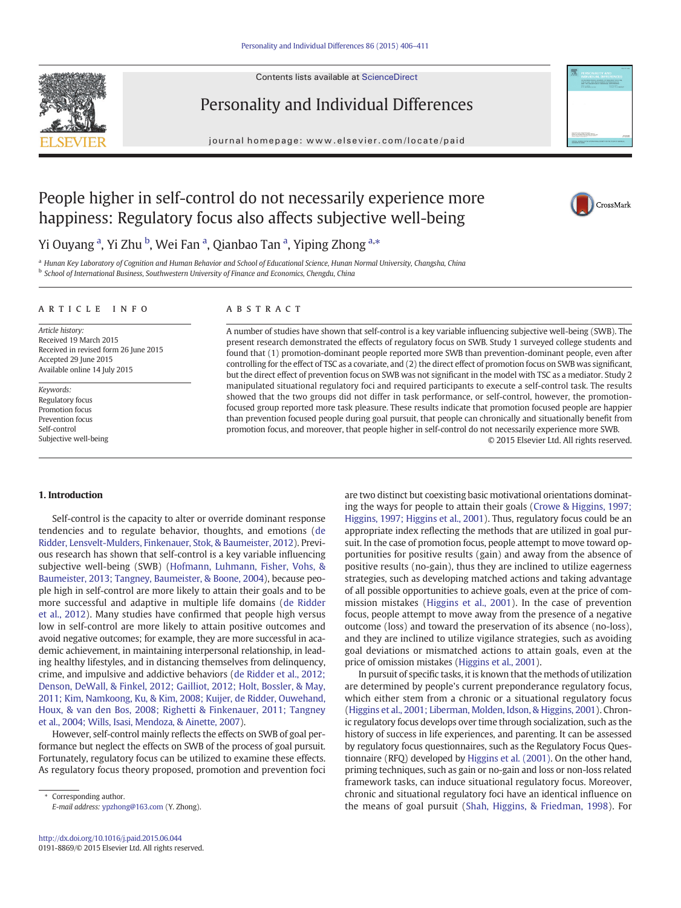# People higher in self-control do not necessarily experience more happiness: Regulatory focus also affects subjective well-being

Yi Ouyang [a], Yi Zhu [b], Wei Fan [a], Qianbao Tan [a], Yiping Zhong [a,*]

[a] Hunan Key Laboratory of Cognition and Human Behavior and School of Educational Science, Hunan Normal University, Changsha, China
[b] School of International Business, Southwestern University of Finance and Economics, Chengdu, China

## ARTICLE INFO

*Article history:*
Received 19 March 2015
Received in revised form 26 June 2015
Accepted 29 June 2015
Available online 14 July 2015

*Keywords:*
Regulatory focus
Promotion focus
Prevention focus
Self-control
Subjective well-being

## ABSTRACT

A number of studies have shown that self-control is a key variable influencing subjective well-being (SWB). The present research demonstrated the effects of regulatory focus on SWB. Study 1 surveyed college students and found that (1) promotion-dominant people reported more SWB than prevention-dominant people, even after controlling for the effect of TSC as a covariate, and (2) the direct effect of promotion focus on SWB was significant, but the direct effect of prevention focus on SWB was not significant in the model with TSC as a mediator. Study 2 manipulated situational regulatory foci and required participants to execute a self-control task. The results showed that the two groups did not differ in task performance, or self-control, however, the promotion-focused group reported more task pleasure. These results indicate that promotion focused people are happier than prevention focused people during goal pursuit, that people can chronically and situationally benefit from promotion focus, and moreover, that people higher in self-control do not necessarily experience more SWB.

© 2015 Elsevier Ltd. All rights reserved.

## 1. Introduction

Self-control is the capacity to alter or override dominant response tendencies and to regulate behavior, thoughts, and emotions (de Ridder, Lensvelt-Mulders, Finkenauer, Stok, & Baumeister, 2012). Previous research has shown that self-control is a key variable influencing subjective well-being (SWB) (Hofmann, Luhmann, Fisher, Vohs, & Baumeister, 2013; Tangney, Baumeister, & Boone, 2004), because people high in self-control are more likely to attain their goals and to be more successful and adaptive in multiple life domains (de Ridder et al., 2012). Many studies have confirmed that people high versus low in self-control are more likely to attain positive outcomes and avoid negative outcomes; for example, they are more successful in academic achievement, in maintaining interpersonal relationship, in leading healthy lifestyles, and in distancing themselves from delinquency, crime, and impulsive and addictive behaviors (de Ridder et al., 2012; Denson, DeWall, & Finkel, 2012; Gailliot, 2012; Holt, Bossler, & May, 2011; Kim, Namkoong, Ku, & Kim, 2008; Kuijer, de Ridder, Ouwehand, Houx, & van den Bos, 2008; Righetti & Finkenauer, 2011; Tangney et al., 2004; Wills, Isasi, Mendoza, & Ainette, 2007).

However, self-control mainly reflects the effects on SWB of goal performance but neglect the effects on SWB of the process of goal pursuit. Fortunately, regulatory focus can be utilized to examine these effects. As regulatory focus theory proposed, promotion and prevention foci are two distinct but coexisting basic motivational orientations dominating the ways for people to attain their goals (Crowe & Higgins, 1997; Higgins, 1997; Higgins et al., 2001). Thus, regulatory focus could be an appropriate index reflecting the methods that are utilized in goal pursuit. In the case of promotion focus, people attempt to move toward opportunities for positive results (gain) and away from the absence of positive results (no-gain), thus they are inclined to utilize eagerness strategies, such as developing matched actions and taking advantage of all possible opportunities to achieve goals, even at the price of commission mistakes (Higgins et al., 2001). In the case of prevention focus, people attempt to move away from the presence of a negative outcome (loss) and toward the preservation of its absence (no-loss), and they are inclined to utilize vigilance strategies, such as avoiding goal deviations or mismatched actions to attain goals, even at the price of omission mistakes (Higgins et al., 2001).

In pursuit of specific tasks, it is known that the methods of utilization are determined by people's current preponderance regulatory focus, which either stem from a chronic or a situational regulatory focus (Higgins et al., 2001; Liberman, Molden, Idson, & Higgins, 2001). Chronic regulatory focus develops over time through socialization, such as the history of success in life experiences, and parenting. It can be assessed by regulatory focus questionnaires, such as the Regulatory Focus Questionnaire (RFQ) developed by Higgins et al. (2001). On the other hand, priming techniques, such as gain or no-gain and loss or non-loss related framework tasks, can induce situational regulatory focus. Moreover, chronic and situational regulatory foci have an identical influence on the means of goal pursuit (Shah, Higgins, & Friedman, 1998). For

* Corresponding author.
*E-mail address:* ypzhong@163.com (Y. Zhong).

http://dx.doi.org/10.1016/j.paid.2015.06.044
0191-8869/© 2015 Elsevier Ltd. All rights reserved.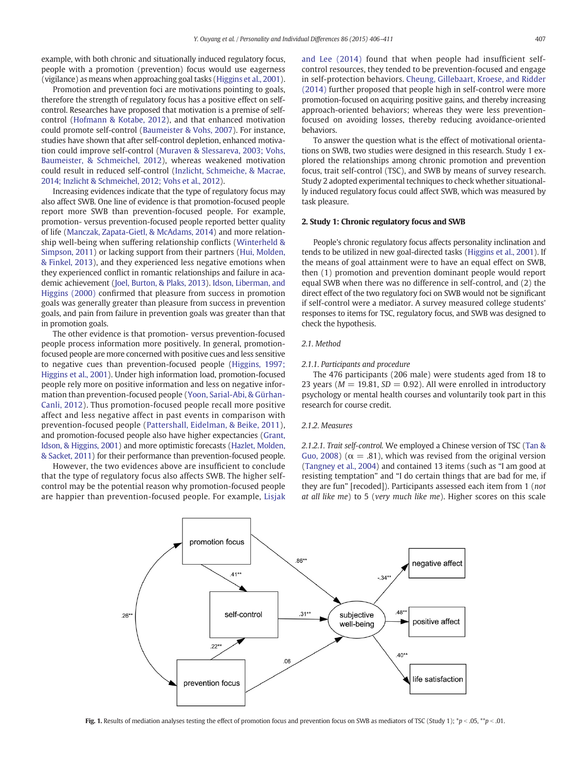example, with both chronic and situationally induced regulatory focus, people with a promotion (prevention) focus would use eagerness (vigilance) as means when approaching goal tasks (Higgins et al., 2001).

Promotion and prevention foci are motivations pointing to goals, therefore the strength of regulatory focus has a positive effect on self-control. Researches have proposed that motivation is a premise of self-control (Hofmann & Kotabe, 2012), and that enhanced motivation could promote self-control (Baumeister & Vohs, 2007). For instance, studies have shown that after self-control depletion, enhanced motivation could improve self-control (Muraven & Slessareva, 2003; Vohs, Baumeister, & Schmeichel, 2012), whereas weakened motivation could result in reduced self-control (Inzlicht, Schmeiche, & Macrae, 2014; Inzlicht & Schmeichel, 2012; Vohs et al., 2012).

Increasing evidences indicate that the type of regulatory focus may also affect SWB. One line of evidence is that promotion-focused people report more SWB than prevention-focused people. For example, promotion- versus prevention-focused people reported better quality of life (Manczak, Zapata-Gietl, & McAdams, 2014) and more relationship well-being when suffering relationship conflicts (Winterheld & Simpson, 2011) or lacking support from their partners (Hui, Molden, & Finkel, 2013), and they experienced less negative emotions when they experienced conflict in romantic relationships and failure in academic achievement (Joel, Burton, & Plaks, 2013). Idson, Liberman, and Higgins (2000) confirmed that pleasure from success in promotion goals was generally greater than pleasure from success in prevention goals, and pain from failure in prevention goals was greater than that in promotion goals.

The other evidence is that promotion- versus prevention-focused people process information more positively. In general, promotion-focused people are more concerned with positive cues and less sensitive to negative cues than prevention-focused people (Higgins, 1997; Higgins et al., 2001). Under high information load, promotion-focused people rely more on positive information and less on negative information than prevention-focused people (Yoon, Sarial-Abi, & Gürhan-Canli, 2012). Thus promotion-focused people recall more positive affect and less negative affect in past events in comparison with prevention-focused people (Pattershall, Eidelman, & Beike, 2011), and promotion-focused people also have higher expectancies (Grant, Idson, & Higgins, 2001) and more optimistic forecasts (Hazlet, Molden, & Sacket, 2011) for their performance than prevention-focused people.

However, the two evidences above are insufficient to conclude that the type of regulatory focus also affects SWB. The higher self-control may be the potential reason why promotion-focused people are happier than prevention-focused people. For example, Lisjak and Lee (2014) found that when people had insufficient self-control resources, they tended to be prevention-focused and engage in self-protection behaviors. Cheung, Gillebaart, Kroese, and Ridder (2014) further proposed that people high in self-control were more promotion-focused on acquiring positive gains, and thereby increasing approach-oriented behaviors; whereas they were less prevention-focused on avoiding losses, thereby reducing avoidance-oriented behaviors.

To answer the question what is the effect of motivational orientations on SWB, two studies were designed in this research. Study 1 explored the relationships among chronic promotion and prevention focus, trait self-control (TSC), and SWB by means of survey research. Study 2 adopted experimental techniques to check whether situationally induced regulatory focus could affect SWB, which was measured by task pleasure.

## 2. Study 1: Chronic regulatory focus and SWB

People's chronic regulatory focus affects personality inclination and tends to be utilized in new goal-directed tasks (Higgins et al., 2001). If the means of goal attainment were to have an equal effect on SWB, then (1) promotion and prevention dominant people would report equal SWB when there was no difference in self-control, and (2) the direct effect of the two regulatory foci on SWB would not be significant if self-control were a mediator. A survey measured college students' responses to items for TSC, regulatory focus, and SWB was designed to check the hypothesis.

### 2.1. Method

#### 2.1.1. Participants and procedure

The 476 participants (206 male) were students aged from 18 to 23 years ($M$ = 19.81, $SD$ = 0.92). All were enrolled in introductory psychology or mental health courses and voluntarily took part in this research for course credit.

#### 2.1.2. Measures

*2.1.2.1. Trait self-control.* We employed a Chinese version of TSC (Tan & Guo, 2008) ($\alpha$ = .81), which was revised from the original version (Tangney et al., 2004) and contained 13 items (such as "I am good at resisting temptation" and "I do certain things that are bad for me, if they are fun" [recoded]). Participants assessed each item from 1 (*not at all like me*) to 5 (*very much like me*). Higher scores on this scale

**Fig. 1.** Results of mediation analyses testing the effect of promotion focus and prevention focus on SWB as mediators of TSC (Study 1); $^{*}p < .05$, $^{**}p < .01$.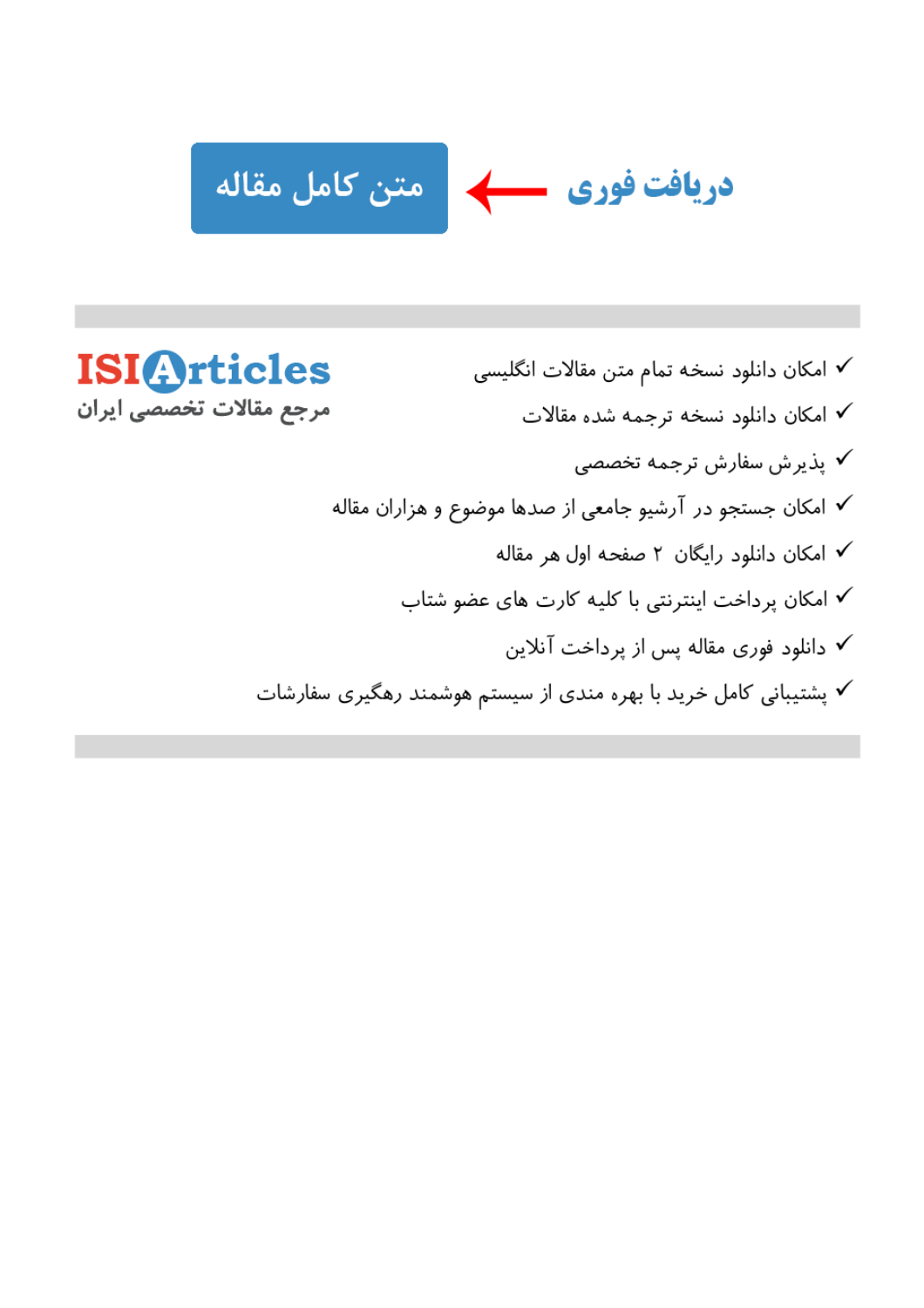دریافت فوری ← متن کامل مقاله

ISIArticles
مرجع مقالات تخصصی ایران

- ✓ امکان دانلود نسخه تمام متن مقالات انگلیسی
- ✓ امکان دانلود نسخه ترجمه شده مقالات
- ✓ پذیرش سفارش ترجمه تخصصی
- ✓ امکان جستجو در آرشیو جامعی از صدها موضوع و هزاران مقاله
- ✓ امکان دانلود رایگان ۲ صفحه اول هر مقاله
- ✓ امکان پرداخت اینترنتی با کلیه کارت های عضو شتاب
- ✓ دانلود فوری مقاله پس از پرداخت آنلاین
- ✓ پشتیبانی کامل خرید با بهره مندی از سیستم هوشمند رهگیری سفارشات